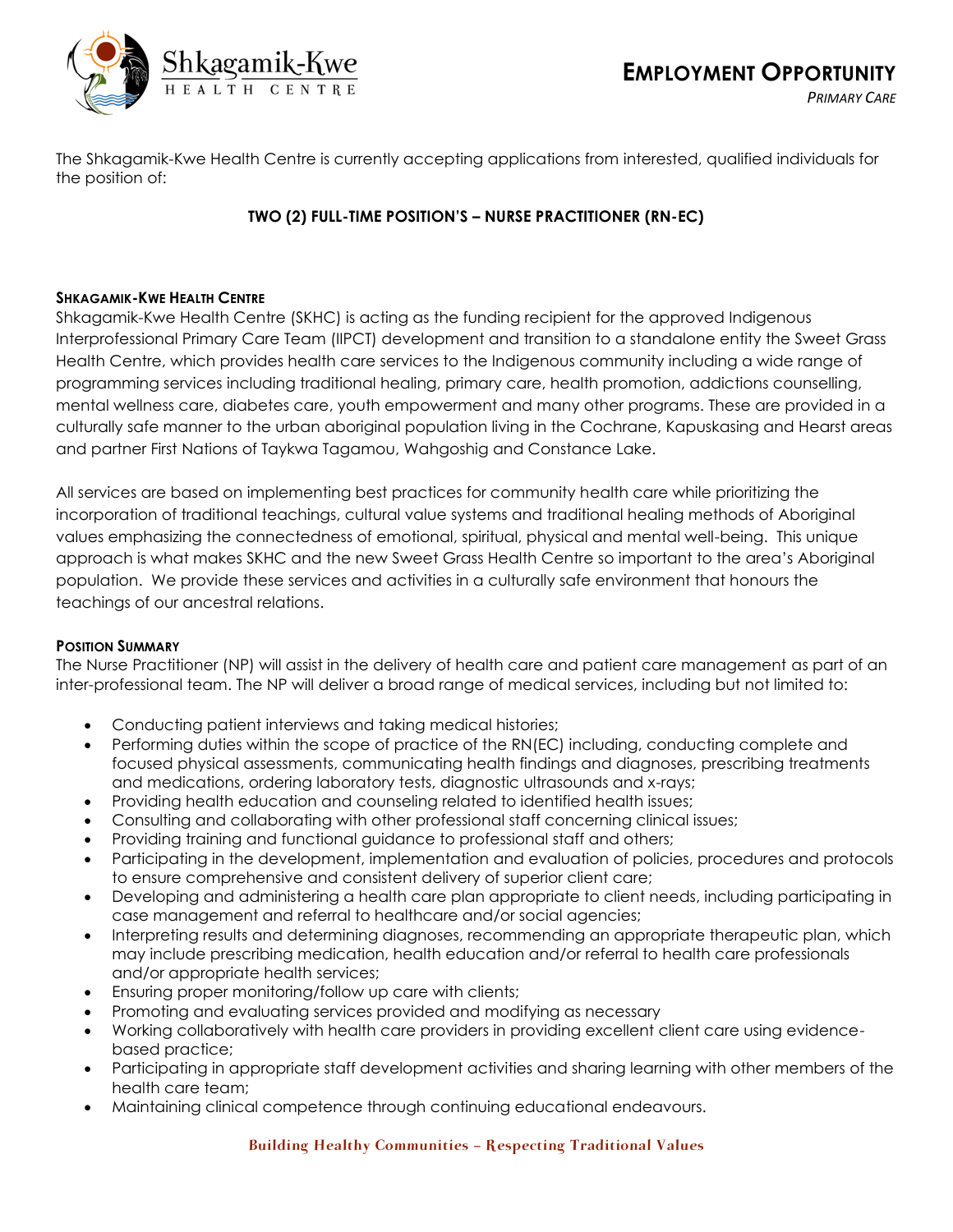# EMPLOYMENT OPPORTUNITY

*PRIMARY CARE*

The Shkagamik-Kwe Health Centre is currently accepting applications from interested, qualified individuals for the position of:

**TWO (2) FULL-TIME POSITION'S – NURSE PRACTITIONER (RN-EC)**

## SHKAGAMIK-KWE HEALTH CENTRE

Shkagamik-Kwe Health Centre (SKHC) is acting as the funding recipient for the approved Indigenous Interprofessional Primary Care Team (IIPCT) development and transition to a standalone entity the Sweet Grass Health Centre, which provides health care services to the Indigenous community including a wide range of programming services including traditional healing, primary care, health promotion, addictions counselling, mental wellness care, diabetes care, youth empowerment and many other programs. These are provided in a culturally safe manner to the urban aboriginal population living in the Cochrane, Kapuskasing and Hearst areas and partner First Nations of Taykwa Tagamou, Wahgoshig and Constance Lake.

All services are based on implementing best practices for community health care while prioritizing the incorporation of traditional teachings, cultural value systems and traditional healing methods of Aboriginal values emphasizing the connectedness of emotional, spiritual, physical and mental well-being. This unique approach is what makes SKHC and the new Sweet Grass Health Centre so important to the area's Aboriginal population. We provide these services and activities in a culturally safe environment that honours the teachings of our ancestral relations.

## POSITION SUMMARY

The Nurse Practitioner (NP) will assist in the delivery of health care and patient care management as part of an inter-professional team. The NP will deliver a broad range of medical services, including but not limited to:

- Conducting patient interviews and taking medical histories;
- Performing duties within the scope of practice of the RN(EC) including, conducting complete and focused physical assessments, communicating health findings and diagnoses, prescribing treatments and medications, ordering laboratory tests, diagnostic ultrasounds and x-rays;
- Providing health education and counseling related to identified health issues;
- Consulting and collaborating with other professional staff concerning clinical issues;
- Providing training and functional guidance to professional staff and others;
- Participating in the development, implementation and evaluation of policies, procedures and protocols to ensure comprehensive and consistent delivery of superior client care;
- Developing and administering a health care plan appropriate to client needs, including participating in case management and referral to healthcare and/or social agencies;
- Interpreting results and determining diagnoses, recommending an appropriate therapeutic plan, which may include prescribing medication, health education and/or referral to health care professionals and/or appropriate health services;
- Ensuring proper monitoring/follow up care with clients;
- Promoting and evaluating services provided and modifying as necessary
- Working collaboratively with health care providers in providing excellent client care using evidence-based practice;
- Participating in appropriate staff development activities and sharing learning with other members of the health care team;
- Maintaining clinical competence through continuing educational endeavours.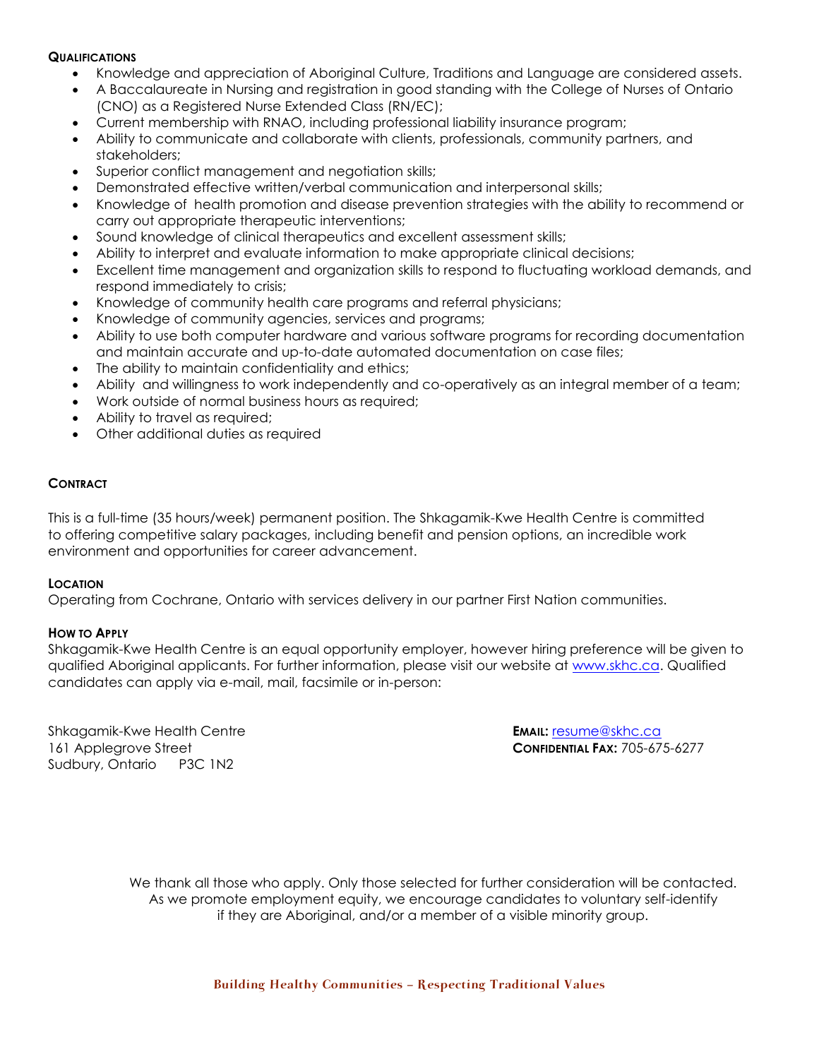## QUALIFICATIONS

- Knowledge and appreciation of Aboriginal Culture, Traditions and Language are considered assets.
- A Baccalaureate in Nursing and registration in good standing with the College of Nurses of Ontario (CNO) as a Registered Nurse Extended Class (RN/EC);
- Current membership with RNAO, including professional liability insurance program;
- Ability to communicate and collaborate with clients, professionals, community partners, and stakeholders;
- Superior conflict management and negotiation skills;
- Demonstrated effective written/verbal communication and interpersonal skills;
- Knowledge of health promotion and disease prevention strategies with the ability to recommend or carry out appropriate therapeutic interventions;
- Sound knowledge of clinical therapeutics and excellent assessment skills;
- Ability to interpret and evaluate information to make appropriate clinical decisions;
- Excellent time management and organization skills to respond to fluctuating workload demands, and respond immediately to crisis;
- Knowledge of community health care programs and referral physicians;
- Knowledge of community agencies, services and programs;
- Ability to use both computer hardware and various software programs for recording documentation and maintain accurate and up-to-date automated documentation on case files;
- The ability to maintain confidentiality and ethics;
- Ability and willingness to work independently and co-operatively as an integral member of a team;
- Work outside of normal business hours as required;
- Ability to travel as required;
- Other additional duties as required

## CONTRACT

This is a full-time (35 hours/week) permanent position. The Shkagamik-Kwe Health Centre is committed to offering competitive salary packages, including benefit and pension options, an incredible work environment and opportunities for career advancement.

## LOCATION

Operating from Cochrane, Ontario with services delivery in our partner First Nation communities.

## HOW TO APPLY

Shkagamik-Kwe Health Centre is an equal opportunity employer, however hiring preference will be given to qualified Aboriginal applicants. For further information, please visit our website at www.skhc.ca. Qualified candidates can apply via e-mail, mail, facsimile or in-person:

Shkagamik-Kwe Health Centre
161 Applegrove Street
Sudbury, Ontario P3C 1N2

**EMAIL:** resume@skhc.ca
**CONFIDENTIAL FAX:** 705-675-6277

We thank all those who apply. Only those selected for further consideration will be contacted. As we promote employment equity, we encourage candidates to voluntary self-identify if they are Aboriginal, and/or a member of a visible minority group.

**Building Healthy Communities – Respecting Traditional Values**